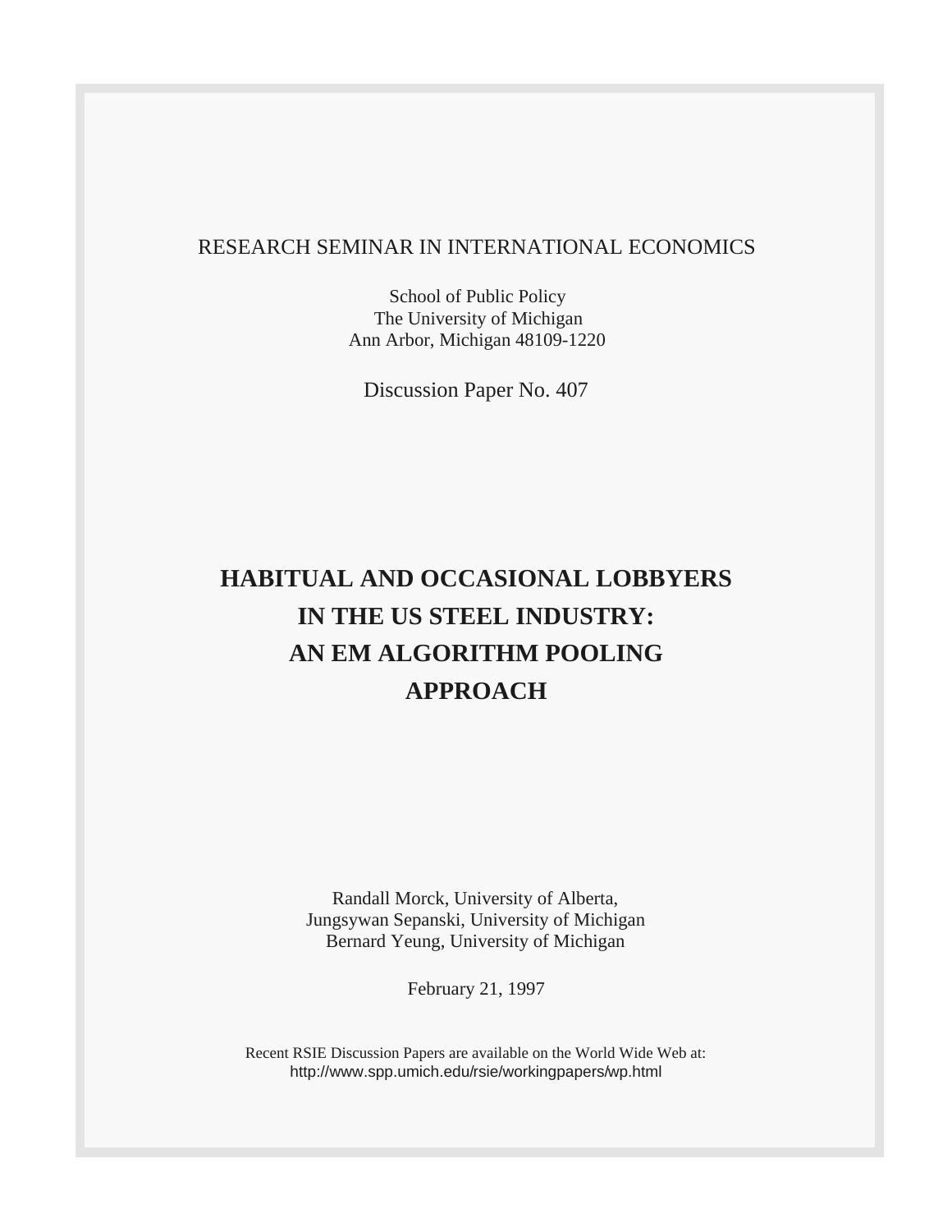RESEARCH SEMINAR IN INTERNATIONAL ECONOMICS

School of Public Policy
The University of Michigan
Ann Arbor, Michigan 48109-1220

Discussion Paper No. 407

# HABITUAL AND OCCASIONAL LOBBYERS IN THE US STEEL INDUSTRY: AN EM ALGORITHM POOLING APPROACH

Randall Morck, University of Alberta,
Jungsywan Sepanski, University of Michigan
Bernard Yeung, University of Michigan

February 21, 1997

Recent RSIE Discussion Papers are available on the World Wide Web at:
http://www.spp.umich.edu/rsie/workingpapers/wp.html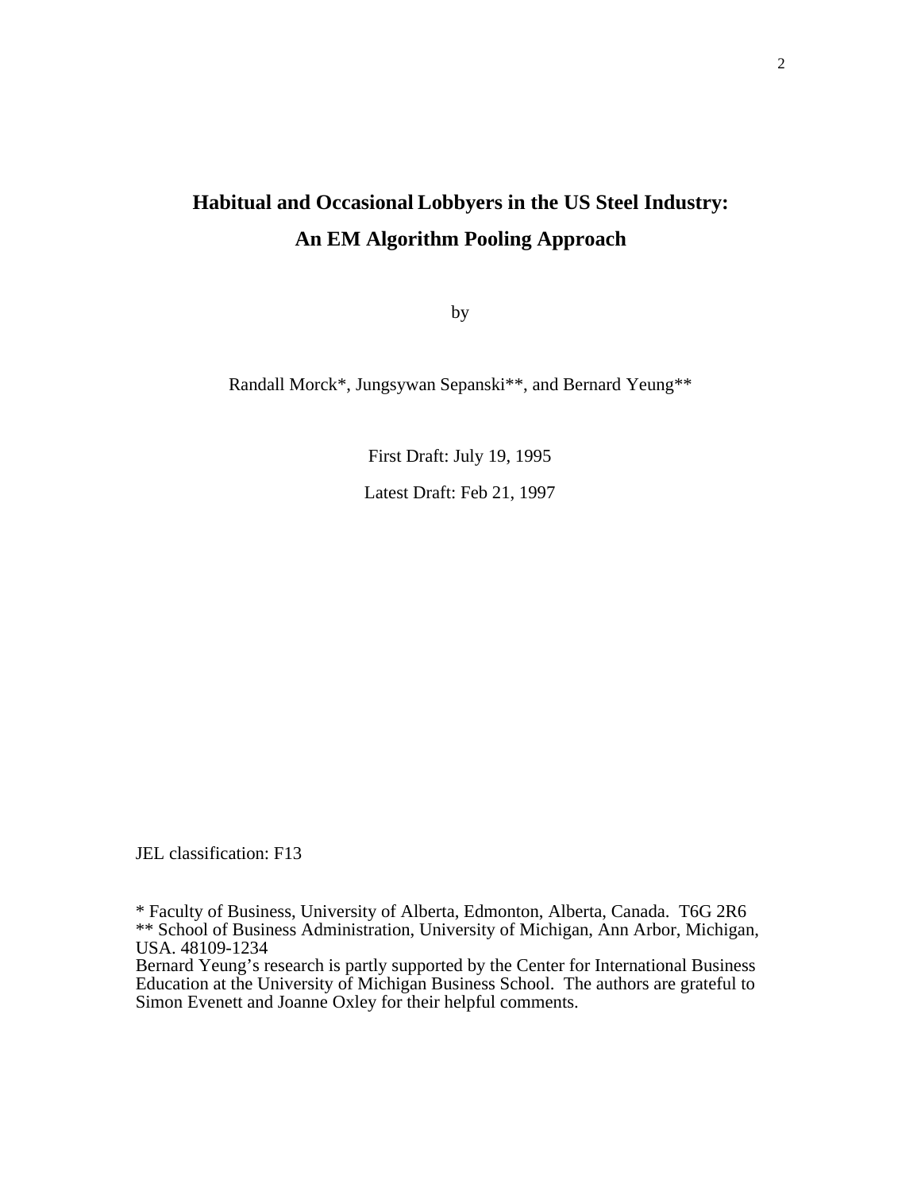# Habitual and Occasional Lobbyers in the US Steel Industry: An EM Algorithm Pooling Approach

by

Randall Morck*, Jungsywan Sepanski**, and Bernard Yeung**

First Draft: July 19, 1995

Latest Draft: Feb 21, 1997

JEL classification: F13

* Faculty of Business, University of Alberta, Edmonton, Alberta, Canada. T6G 2R6
** School of Business Administration, University of Michigan, Ann Arbor, Michigan, USA. 48109-1234
Bernard Yeung's research is partly supported by the Center for International Business Education at the University of Michigan Business School. The authors are grateful to Simon Evenett and Joanne Oxley for their helpful comments.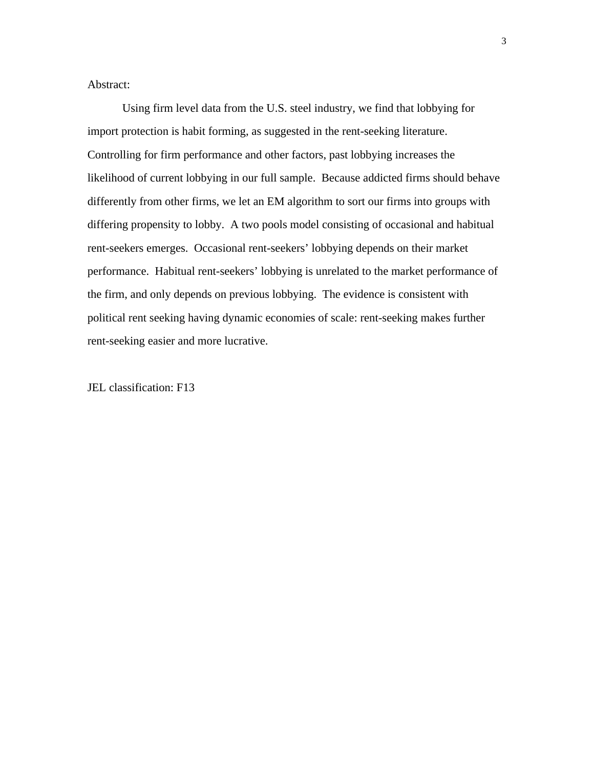Abstract:

Using firm level data from the U.S. steel industry, we find that lobbying for import protection is habit forming, as suggested in the rent-seeking literature. Controlling for firm performance and other factors, past lobbying increases the likelihood of current lobbying in our full sample. Because addicted firms should behave differently from other firms, we let an EM algorithm to sort our firms into groups with differing propensity to lobby. A two pools model consisting of occasional and habitual rent-seekers emerges. Occasional rent-seekers' lobbying depends on their market performance. Habitual rent-seekers' lobbying is unrelated to the market performance of the firm, and only depends on previous lobbying. The evidence is consistent with political rent seeking having dynamic economies of scale: rent-seeking makes further rent-seeking easier and more lucrative.

JEL classification: F13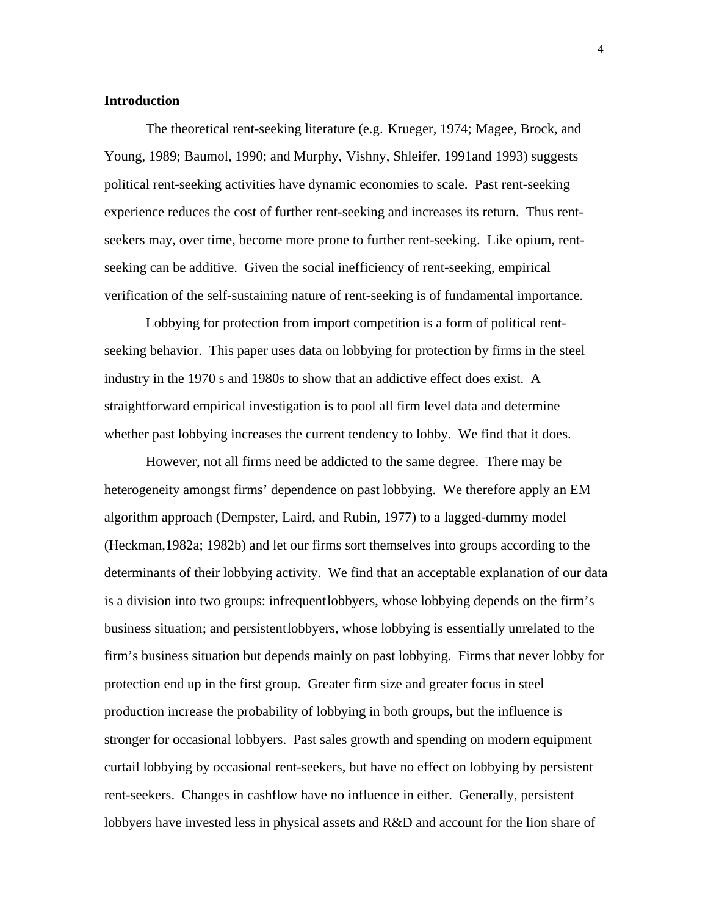## Introduction

The theoretical rent-seeking literature (e.g. Krueger, 1974; Magee, Brock, and Young, 1989; Baumol, 1990; and Murphy, Vishny, Shleifer, 1991and 1993) suggests political rent-seeking activities have dynamic economies to scale. Past rent-seeking experience reduces the cost of further rent-seeking and increases its return. Thus rent-seekers may, over time, become more prone to further rent-seeking. Like opium, rent-seeking can be additive. Given the social inefficiency of rent-seeking, empirical verification of the self-sustaining nature of rent-seeking is of fundamental importance.

Lobbying for protection from import competition is a form of political rent-seeking behavior. This paper uses data on lobbying for protection by firms in the steel industry in the 1970 s and 1980s to show that an addictive effect does exist. A straightforward empirical investigation is to pool all firm level data and determine whether past lobbying increases the current tendency to lobby. We find that it does.

However, not all firms need be addicted to the same degree. There may be heterogeneity amongst firms' dependence on past lobbying. We therefore apply an EM algorithm approach (Dempster, Laird, and Rubin, 1977) to a lagged-dummy model (Heckman,1982a; 1982b) and let our firms sort themselves into groups according to the determinants of their lobbying activity. We find that an acceptable explanation of our data is a division into two groups: infrequentlobbyers, whose lobbying depends on the firm's business situation; and persistentlobbyers, whose lobbying is essentially unrelated to the firm's business situation but depends mainly on past lobbying. Firms that never lobby for protection end up in the first group. Greater firm size and greater focus in steel production increase the probability of lobbying in both groups, but the influence is stronger for occasional lobbyers. Past sales growth and spending on modern equipment curtail lobbying by occasional rent-seekers, but have no effect on lobbying by persistent rent-seekers. Changes in cashflow have no influence in either. Generally, persistent lobbyers have invested less in physical assets and R&D and account for the lion share of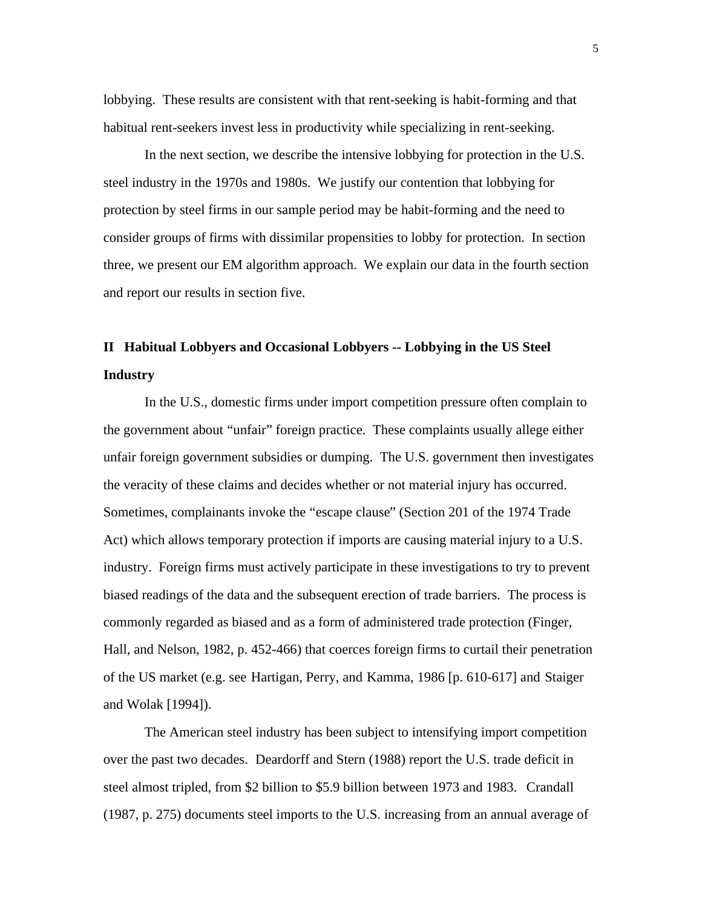lobbying. These results are consistent with that rent-seeking is habit-forming and that habitual rent-seekers invest less in productivity while specializing in rent-seeking.

In the next section, we describe the intensive lobbying for protection in the U.S. steel industry in the 1970s and 1980s. We justify our contention that lobbying for protection by steel firms in our sample period may be habit-forming and the need to consider groups of firms with dissimilar propensities to lobby for protection. In section three, we present our EM algorithm approach. We explain our data in the fourth section and report our results in section five.

## II Habitual Lobbyers and Occasional Lobbyers -- Lobbying in the US Steel Industry

In the U.S., domestic firms under import competition pressure often complain to the government about "unfair" foreign practice. These complaints usually allege either unfair foreign government subsidies or dumping. The U.S. government then investigates the veracity of these claims and decides whether or not material injury has occurred. Sometimes, complainants invoke the "escape clause" (Section 201 of the 1974 Trade Act) which allows temporary protection if imports are causing material injury to a U.S. industry. Foreign firms must actively participate in these investigations to try to prevent biased readings of the data and the subsequent erection of trade barriers. The process is commonly regarded as biased and as a form of administered trade protection (Finger, Hall, and Nelson, 1982, p. 452-466) that coerces foreign firms to curtail their penetration of the US market (e.g. see Hartigan, Perry, and Kamma, 1986 [p. 610-617] and Staiger and Wolak [1994]).

The American steel industry has been subject to intensifying import competition over the past two decades. Deardorff and Stern (1988) report the U.S. trade deficit in steel almost tripled, from $2 billion to $5.9 billion between 1973 and 1983. Crandall (1987, p. 275) documents steel imports to the U.S. increasing from an annual average of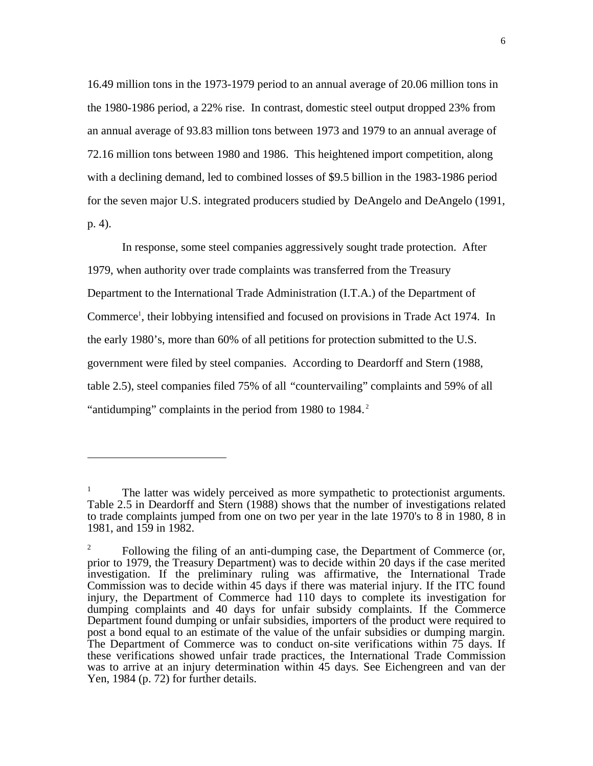16.49 million tons in the 1973-1979 period to an annual average of 20.06 million tons in the 1980-1986 period, a 22% rise. In contrast, domestic steel output dropped 23% from an annual average of 93.83 million tons between 1973 and 1979 to an annual average of 72.16 million tons between 1980 and 1986. This heightened import competition, along with a declining demand, led to combined losses of $9.5 billion in the 1983-1986 period for the seven major U.S. integrated producers studied by DeAngelo and DeAngelo (1991, p. 4).

In response, some steel companies aggressively sought trade protection. After 1979, when authority over trade complaints was transferred from the Treasury Department to the International Trade Administration (I.T.A.) of the Department of Commerce[1], their lobbying intensified and focused on provisions in Trade Act 1974. In the early 1980's, more than 60% of all petitions for protection submitted to the U.S. government were filed by steel companies. According to Deardorff and Stern (1988, table 2.5), steel companies filed 75% of all "countervailing" complaints and 59% of all "antidumping" complaints in the period from 1980 to 1984.[2]

---

[1] The latter was widely perceived as more sympathetic to protectionist arguments. Table 2.5 in Deardorff and Stern (1988) shows that the number of investigations related to trade complaints jumped from one on two per year in the late 1970's to 8 in 1980, 8 in 1981, and 159 in 1982.

[2] Following the filing of an anti-dumping case, the Department of Commerce (or, prior to 1979, the Treasury Department) was to decide within 20 days if the case merited investigation. If the preliminary ruling was affirmative, the International Trade Commission was to decide within 45 days if there was material injury. If the ITC found injury, the Department of Commerce had 110 days to complete its investigation for dumping complaints and 40 days for unfair subsidy complaints. If the Commerce Department found dumping or unfair subsidies, importers of the product were required to post a bond equal to an estimate of the value of the unfair subsidies or dumping margin. The Department of Commerce was to conduct on-site verifications within 75 days. If these verifications showed unfair trade practices, the International Trade Commission was to arrive at an injury determination within 45 days. See Eichengreen and van der Yen, 1984 (p. 72) for further details.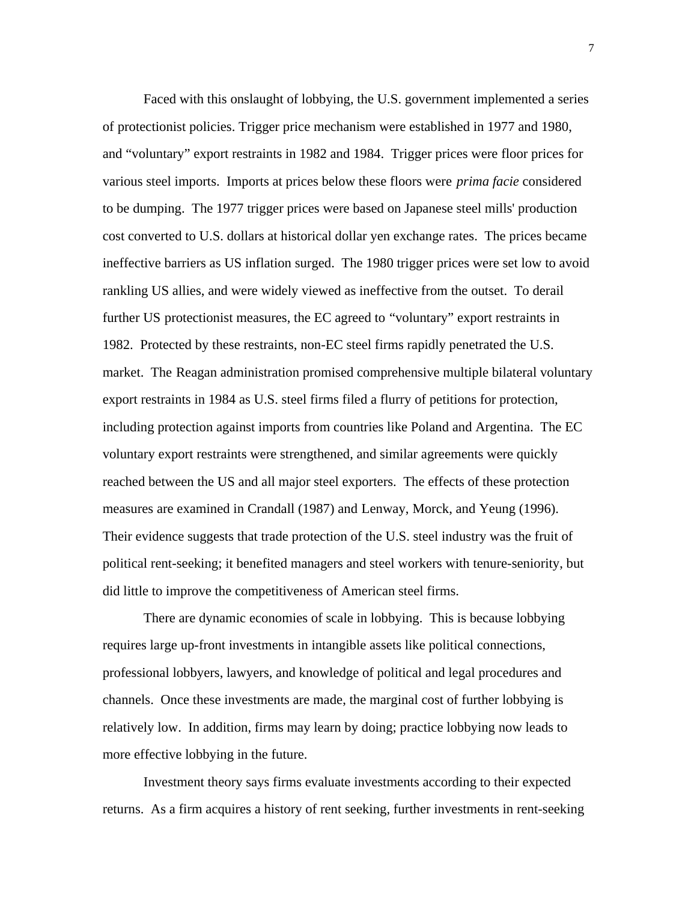Faced with this onslaught of lobbying, the U.S. government implemented a series of protectionist policies. Trigger price mechanism were established in 1977 and 1980, and "voluntary" export restraints in 1982 and 1984. Trigger prices were floor prices for various steel imports. Imports at prices below these floors were *prima facie* considered to be dumping. The 1977 trigger prices were based on Japanese steel mills' production cost converted to U.S. dollars at historical dollar yen exchange rates. The prices became ineffective barriers as US inflation surged. The 1980 trigger prices were set low to avoid rankling US allies, and were widely viewed as ineffective from the outset. To derail further US protectionist measures, the EC agreed to "voluntary" export restraints in 1982. Protected by these restraints, non-EC steel firms rapidly penetrated the U.S. market. The Reagan administration promised comprehensive multiple bilateral voluntary export restraints in 1984 as U.S. steel firms filed a flurry of petitions for protection, including protection against imports from countries like Poland and Argentina. The EC voluntary export restraints were strengthened, and similar agreements were quickly reached between the US and all major steel exporters. The effects of these protection measures are examined in Crandall (1987) and Lenway, Morck, and Yeung (1996). Their evidence suggests that trade protection of the U.S. steel industry was the fruit of political rent-seeking; it benefited managers and steel workers with tenure-seniority, but did little to improve the competitiveness of American steel firms.

There are dynamic economies of scale in lobbying. This is because lobbying requires large up-front investments in intangible assets like political connections, professional lobbyers, lawyers, and knowledge of political and legal procedures and channels. Once these investments are made, the marginal cost of further lobbying is relatively low. In addition, firms may learn by doing; practice lobbying now leads to more effective lobbying in the future.

Investment theory says firms evaluate investments according to their expected returns. As a firm acquires a history of rent seeking, further investments in rent-seeking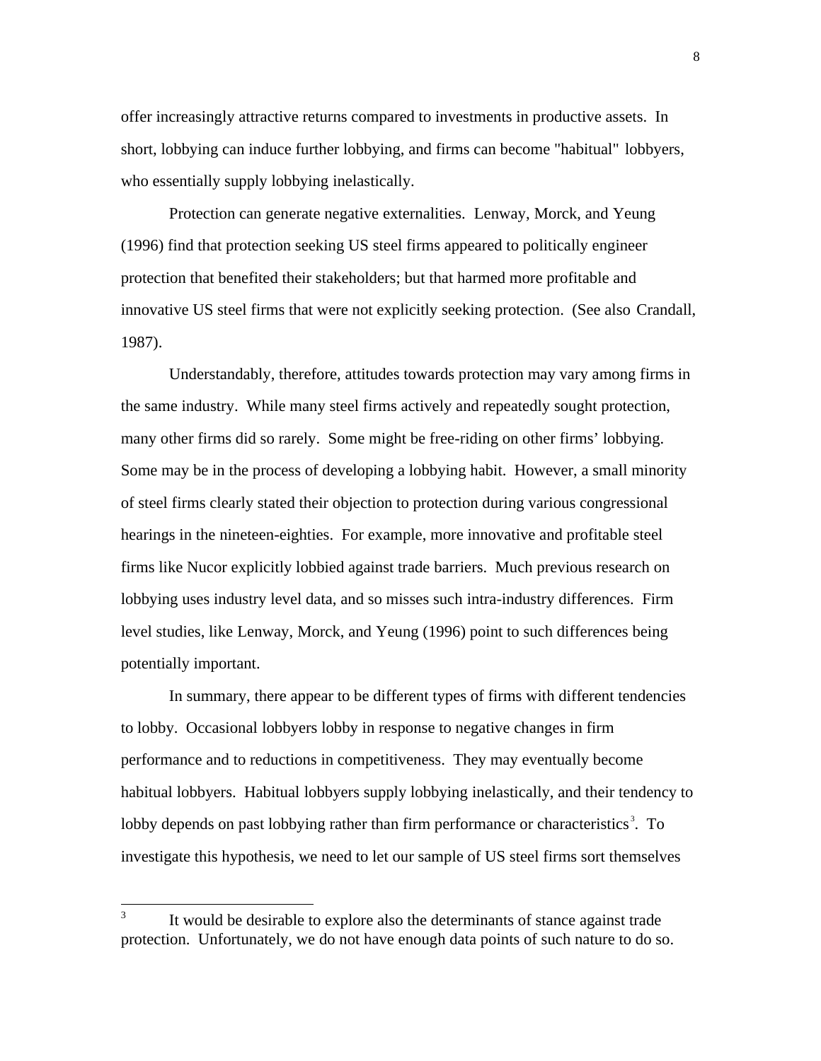offer increasingly attractive returns compared to investments in productive assets. In short, lobbying can induce further lobbying, and firms can become "habitual" lobbyers, who essentially supply lobbying inelastically.

Protection can generate negative externalities. Lenway, Morck, and Yeung (1996) find that protection seeking US steel firms appeared to politically engineer protection that benefited their stakeholders; but that harmed more profitable and innovative US steel firms that were not explicitly seeking protection. (See also Crandall, 1987).

Understandably, therefore, attitudes towards protection may vary among firms in the same industry. While many steel firms actively and repeatedly sought protection, many other firms did so rarely. Some might be free-riding on other firms' lobbying. Some may be in the process of developing a lobbying habit. However, a small minority of steel firms clearly stated their objection to protection during various congressional hearings in the nineteen-eighties. For example, more innovative and profitable steel firms like Nucor explicitly lobbied against trade barriers. Much previous research on lobbying uses industry level data, and so misses such intra-industry differences. Firm level studies, like Lenway, Morck, and Yeung (1996) point to such differences being potentially important.

In summary, there appear to be different types of firms with different tendencies to lobby. Occasional lobbyers lobby in response to negative changes in firm performance and to reductions in competitiveness. They may eventually become habitual lobbyers. Habitual lobbyers supply lobbying inelastically, and their tendency to lobby depends on past lobbying rather than firm performance or characteristics[3]. To investigate this hypothesis, we need to let our sample of US steel firms sort themselves

---

[3] It would be desirable to explore also the determinants of stance against trade protection. Unfortunately, we do not have enough data points of such nature to do so.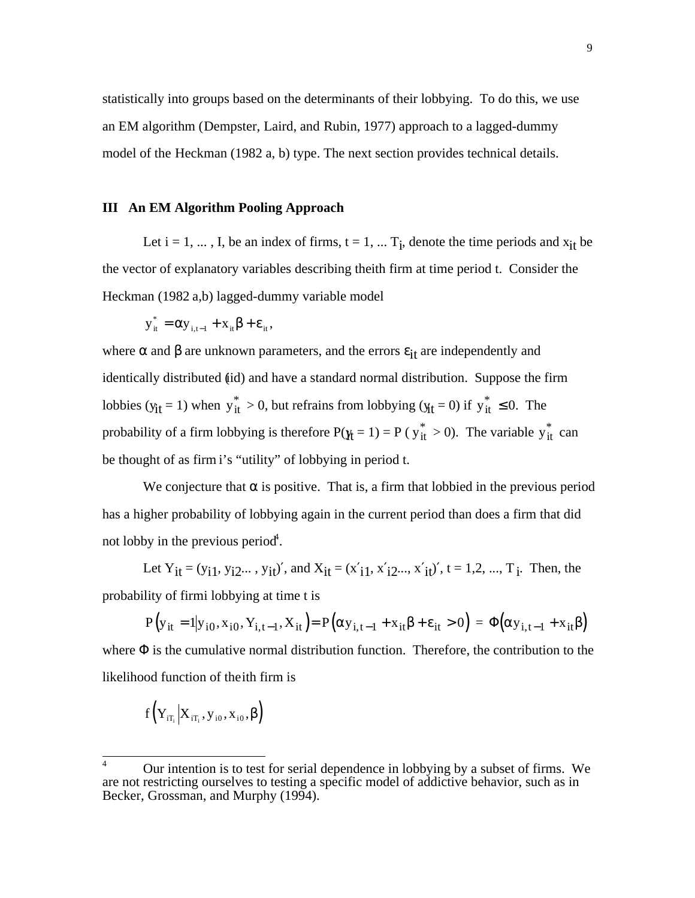statistically into groups based on the determinants of their lobbying. To do this, we use an EM algorithm (Dempster, Laird, and Rubin, 1977) approach to a lagged-dummy model of the Heckman (1982 a, b) type. The next section provides technical details.

## III An EM Algorithm Pooling Approach

Let i = 1, ... , I, be an index of firms, t = 1, ... $T_i$, denote the time periods and $x_{it}$ be the vector of explanatory variables describing the ith firm at time period t. Consider the Heckman (1982 a,b) lagged-dummy variable model

$$y^*_{it} = \alpha y_{i,t-1} + x_{it}\beta + \varepsilon_{it},$$

where $\alpha$ and $\beta$ are unknown parameters, and the errors $\varepsilon_{it}$ are independently and identically distributed (iid) and have a standard normal distribution. Suppose the firm lobbies ($y_{it}$ = 1) when $y^*_{it} > 0$, but refrains from lobbying ($y_{it}$ = 0) if $y^*_{it} \leq 0$. The probability of a firm lobbying is therefore P($y_{it}$ = 1) = P ( $y^*_{it}$ > 0). The variable $y^*_{it}$ can be thought of as firm i's "utility" of lobbying in period t.

We conjecture that $\alpha$ is positive. That is, a firm that lobbied in the previous period has a higher probability of lobbying again in the current period than does a firm that did not lobby in the previous period[4].

Let $Y_{it} = (y_{i1}, y_{i2}..., y_{it})'$, and $X_{it} = (x'_{i1}, x'_{i2}..., x'_{it})'$, t = 1,2, ..., $T_i$. Then, the probability of firm i lobbying at time t is

$$P\left(y_{it} = 1 \middle| y_{i0}, x_{i0}, Y_{i,t-1}, X_{it}\right) = P\left(\alpha y_{i,t-1} + x_{it}\beta + \varepsilon_{it} > 0\right) = \Phi\left(\alpha y_{i,t-1} + x_{it}\beta\right)$$

where $\Phi$ is the cumulative normal distribution function. Therefore, the contribution to the likelihood function of the ith firm is

$$f\left(Y_{iT_i} \middle| X_{iT_i}, y_{i0}, x_{i0}, \beta\right)$$

---

[4] Our intention is to test for serial dependence in lobbying by a subset of firms. We are not restricting ourselves to testing a specific model of addictive behavior, such as in Becker, Grossman, and Murphy (1994).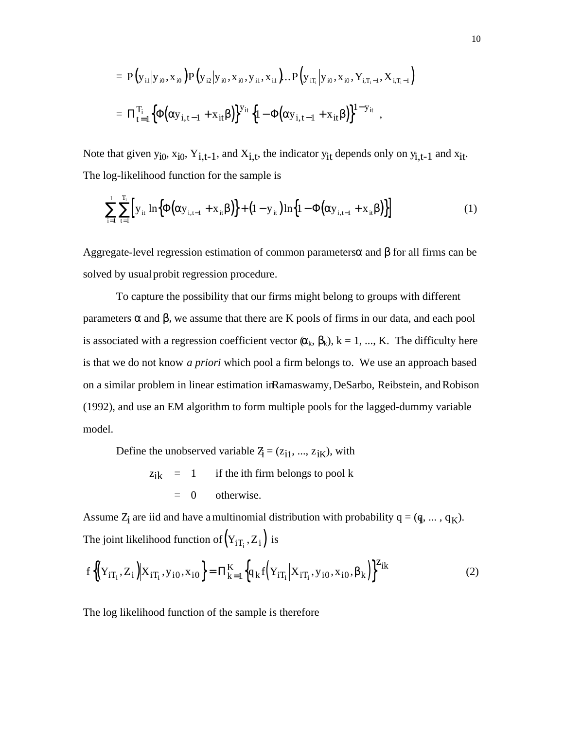$$= P\left(y_{i1} \middle| y_{i0}, x_{i0}\right) P\left(y_{i2} \middle| y_{i0}, x_{i0}, y_{i1}, x_{i1}\right) \ldots P\left(y_{iT_i} \middle| y_{i0}, x_{i0}, Y_{i,T_i-1}, X_{i,T_i-1}\right)$$

$$= \Pi_{t=1}^{T_i} \left\{\Phi\left(\alpha y_{i,t-1} + x_{it}\beta\right)\right\}^{y_{it}} \left\{1 - \Phi\left(\alpha y_{i,t-1} + x_{it}\beta\right)\right\}^{1-y_{it}} ,$$

Note that given $y_{i0}$, $x_{i0}$, $Y_{i,t-1}$, and $X_{i,t}$, the indicator $y_{it}$ depends only on $y_{i,t-1}$ and $x_{it}$. The log-likelihood function for the sample is

$$\sum_{i=1}^{I} \sum_{t=1}^{T_i} \left[ y_{it} \ln\left\{\Phi\left(\alpha y_{i,t-1} + x_{it}\beta\right)\right\} + \left(1 - y_{it}\right) \ln\left\{1 - \Phi\left(\alpha y_{i,t-1} + x_{it}\beta\right)\right\}\right] \tag{1}$$

Aggregate-level regression estimation of common parameters $\alpha$ and $\beta$ for all firms can be solved by usual probit regression procedure.

To capture the possibility that our firms might belong to groups with different parameters $\alpha$ and $\beta$, we assume that there are K pools of firms in our data, and each pool is associated with a regression coefficient vector ($\alpha_k$, $\beta_k$), k = 1, ..., K. The difficulty here is that we do not know *a priori* which pool a firm belongs to. We use an approach based on a similar problem in linear estimation in Ramaswamy, DeSarbo, Reibstein, and Robison (1992), and use an EM algorithm to form multiple pools for the lagged-dummy variable model.

Define the unobserved variable $Z_i = (z_{i1}, ..., z_{iK})$, with

$$z_{ik} = 1 \quad \text{if the ith firm belongs to pool k}$$
$$= 0 \quad \text{otherwise.}$$

Assume $Z_i$ are iid and have a multinomial distribution with probability $q = (q_1, ..., q_K)$. The joint likelihood function of $\left(Y_{iT_i}, Z_i\right)$ is

$$f\left\{\left(Y_{iT_i}, Z_i\right) \middle| X_{iT_i}, y_{i0}, x_{i0}\right\} = \Pi_{k=1}^{K} \left\{q_k f\left(Y_{iT_i} \middle| X_{iT_i}, y_{i0}, x_{i0}, \beta_k\right)\right\}^{z_{ik}} \tag{2}$$

The log likelihood function of the sample is therefore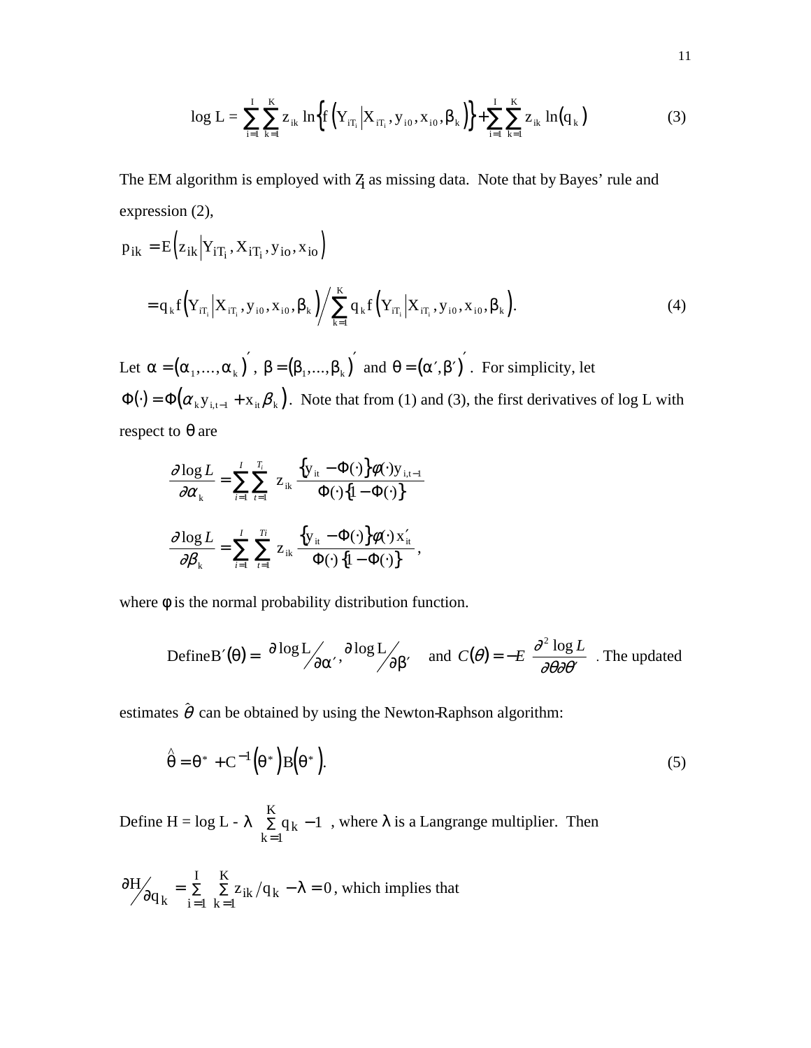$$\log L = \sum_{i=1}^{I} \sum_{k=1}^{K} z_{ik} \ln\left\{ f\left(Y_{iT_i} \middle| X_{iT_i}, y_{i0}, x_{i0}, \beta_k\right)\right\} + \sum_{i=1}^{I} \sum_{k=1}^{K} z_{ik} \ln\left(q_k\right) \tag{3}$$

The EM algorithm is employed with $Z_i$ as missing data. Note that by Bayes' rule and expression (2),

$$p_{ik} = E\left(z_{ik} \middle| Y_{iT_i}, X_{iT_i}, y_{io}, x_{io}\right)$$

$$= q_k f\left(Y_{iT_i} \middle| X_{iT_i}, y_{i0}, x_{i0}, \beta_k\right) \Big/ \sum_{k=1}^{K} q_k f\left(Y_{iT_i} \middle| X_{iT_i}, y_{i0}, x_{i0}, \beta_k\right). \tag{4}$$

Let $\alpha = \left(\alpha_1, \ldots, \alpha_k\right)'$, $\beta = \left(\beta_1, \ldots, \beta_k\right)'$ and $\theta = \left(\alpha', \beta'\right)'$. For simplicity, let $\Phi(\cdot) = \Phi\left(\alpha_k y_{i,t-1} + x_{it}\beta_k\right)$. Note that from (1) and (3), the first derivatives of log L with respect to $\theta$ are

$$\frac{\partial \log L}{\partial \alpha_k} = \sum_{i=1}^{I} \sum_{t=1}^{T_i} z_{ik} \frac{\left\{y_{it} - \Phi(\cdot)\right\}\phi(\cdot) y_{i,t-1}}{\Phi(\cdot)\left\{1 - \Phi(\cdot)\right\}}$$

$$\frac{\partial \log L}{\partial \beta_k} = \sum_{i=1}^{I} \sum_{t=1}^{Ti} z_{ik} \frac{\left\{y_{it} - \Phi(\cdot)\right\}\phi(\cdot) x'_{it}}{\Phi(\cdot)\left\{1 - \Phi(\cdot)\right\}},$$

where $\phi$ is the normal probability distribution function.

Define $B'(\theta) = \left(\partial \log L / \partial \alpha', \partial \log L / \partial \beta'\right)$ and $C(\theta) = -E\left(\dfrac{\partial^2 \log L}{\partial \theta \partial \theta'}\right)$. The updated estimates $\hat{\theta}$ can be obtained by using the Newton-Raphson algorithm:

$$\hat{\theta} = \theta^* + C^{-1}\left(\theta^*\right) B\left(\theta^*\right). \tag{5}$$

Define H = log L - $\lambda\left(\sum_{k=1}^{K} q_k - 1\right)$, where $\lambda$ is a Langrange multiplier. Then

$\partial H / \partial q_k = \sum_{i=1}^{I} \sum_{k=1}^{K} z_{ik} / q_k - \lambda = 0$, which implies that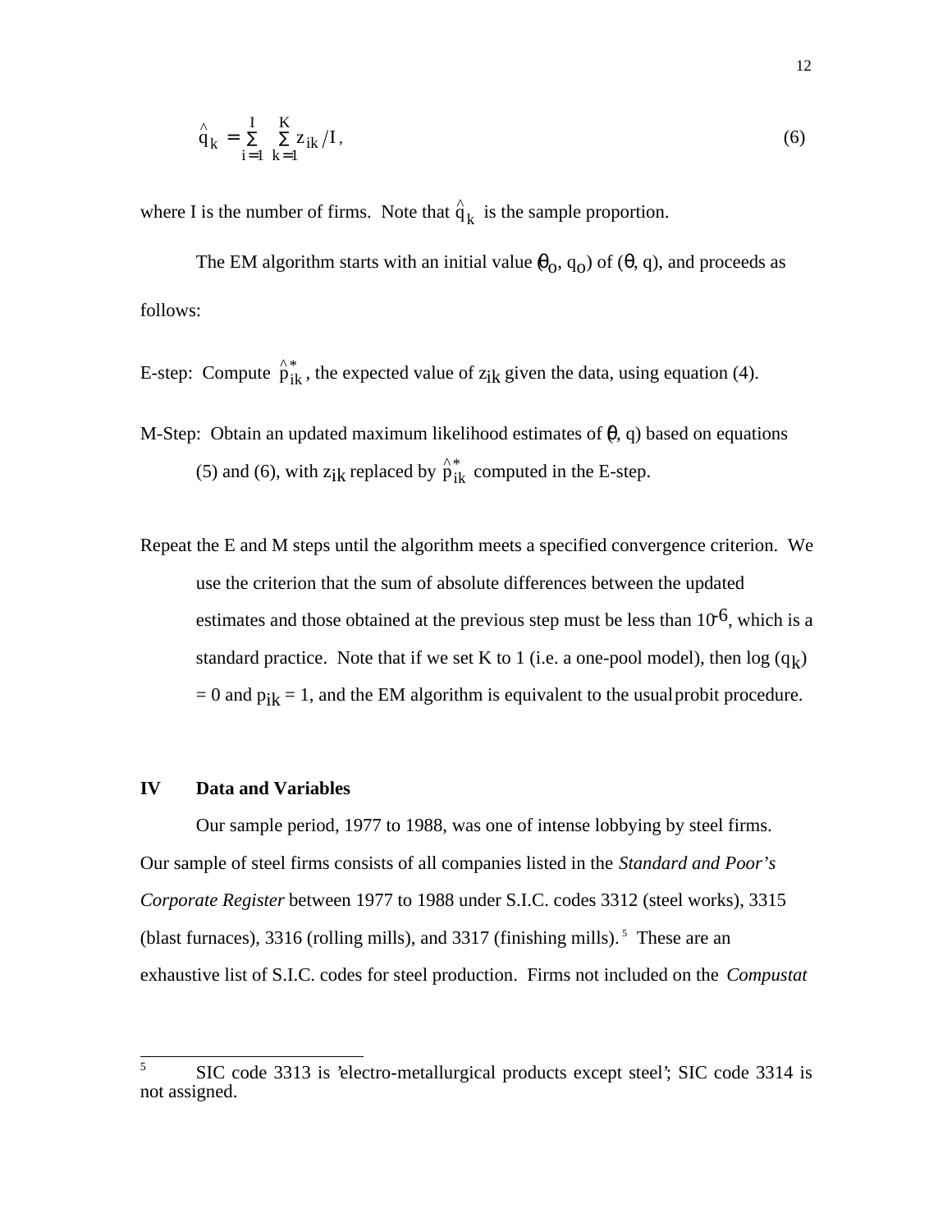$$\hat{q}_k = \sum_{i=1}^{I} \sum_{k=1}^{K} z_{ik} / I, \tag{6}$$

where I is the number of firms. Note that $\hat{q}_k$ is the sample proportion.

The EM algorithm starts with an initial value $(\theta_o, q_o)$ of $(\theta, q)$, and proceeds as follows:

E-step: Compute $\hat{p}^*_{ik}$, the expected value of $z_{ik}$ given the data, using equation (4).

M-Step: Obtain an updated maximum likelihood estimates of $(\theta, q)$ based on equations (5) and (6), with $z_{ik}$ replaced by $\hat{p}^*_{ik}$ computed in the E-step.

Repeat the E and M steps until the algorithm meets a specified convergence criterion. We use the criterion that the sum of absolute differences between the updated estimates and those obtained at the previous step must be less than $10^{-6}$, which is a standard practice. Note that if we set K to 1 (i.e. a one-pool model), then $\log(q_k) = 0$ and $p_{ik} = 1$, and the EM algorithm is equivalent to the usual probit procedure.

## IV Data and Variables

Our sample period, 1977 to 1988, was one of intense lobbying by steel firms. Our sample of steel firms consists of all companies listed in the *Standard and Poor's Corporate Register* between 1977 to 1988 under S.I.C. codes 3312 (steel works), 3315 (blast furnaces), 3316 (rolling mills), and 3317 (finishing mills).[5] These are an exhaustive list of S.I.C. codes for steel production. Firms not included on the *Compustat*

[5] SIC code 3313 is 'electro-metallurgical products except steel'; SIC code 3314 is not assigned.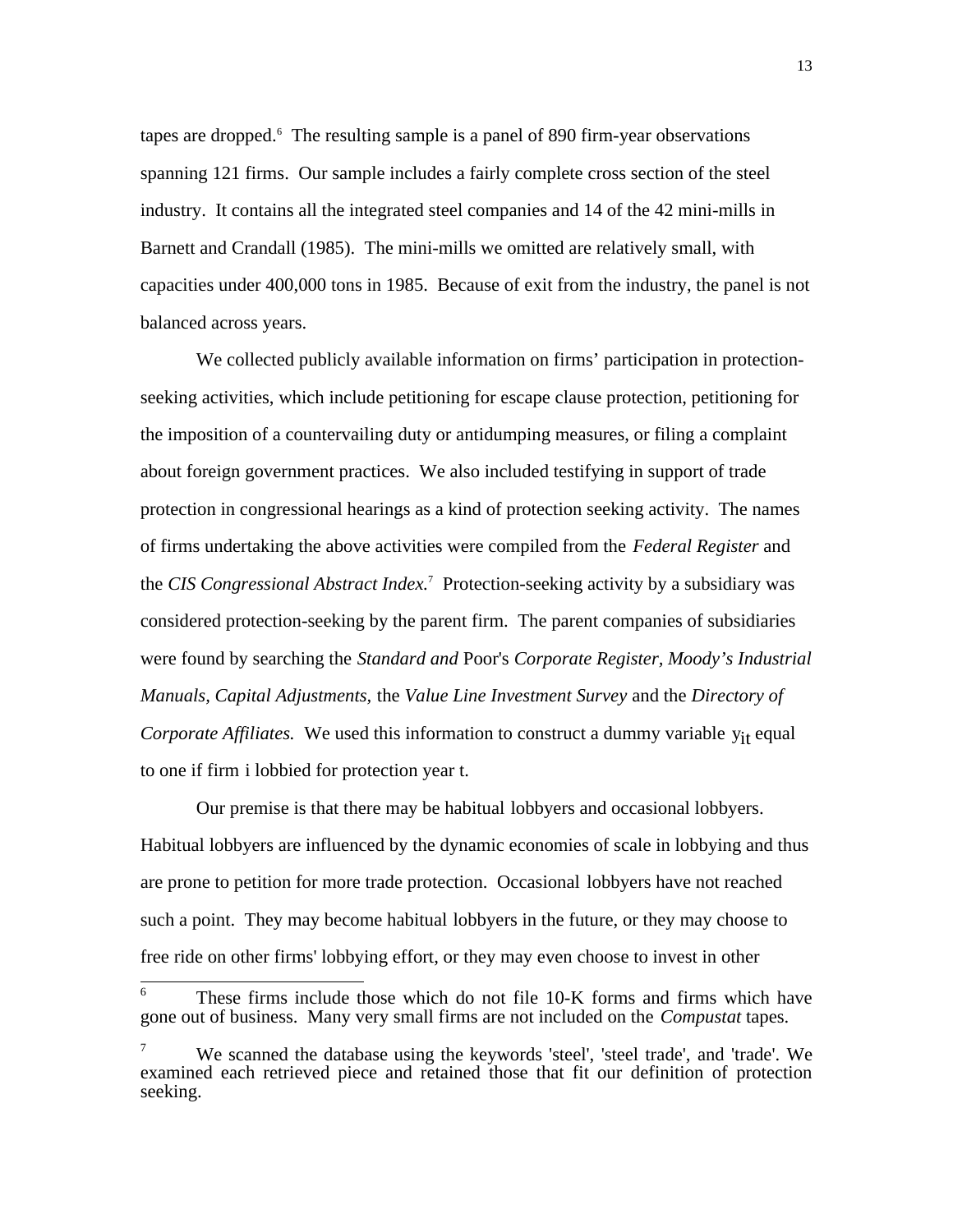tapes are dropped.[6] The resulting sample is a panel of 890 firm-year observations spanning 121 firms. Our sample includes a fairly complete cross section of the steel industry. It contains all the integrated steel companies and 14 of the 42 mini-mills in Barnett and Crandall (1985). The mini-mills we omitted are relatively small, with capacities under 400,000 tons in 1985. Because of exit from the industry, the panel is not balanced across years.

We collected publicly available information on firms' participation in protection-seeking activities, which include petitioning for escape clause protection, petitioning for the imposition of a countervailing duty or antidumping measures, or filing a complaint about foreign government practices. We also included testifying in support of trade protection in congressional hearings as a kind of protection seeking activity. The names of firms undertaking the above activities were compiled from the *Federal Register* and the *CIS Congressional Abstract Index.*[7] Protection-seeking activity by a subsidiary was considered protection-seeking by the parent firm. The parent companies of subsidiaries were found by searching the *Standard and* Poor's *Corporate Register, Moody's Industrial Manuals, Capital Adjustments,* the *Value Line Investment Survey* and the *Directory of Corporate Affiliates.* We used this information to construct a dummy variable $y_{it}$ equal to one if firm i lobbied for protection year t.

Our premise is that there may be habitual lobbyers and occasional lobbyers. Habitual lobbyers are influenced by the dynamic economies of scale in lobbying and thus are prone to petition for more trade protection. Occasional lobbyers have not reached such a point. They may become habitual lobbyers in the future, or they may choose to free ride on other firms' lobbying effort, or they may even choose to invest in other

---

[6] These firms include those which do not file 10-K forms and firms which have gone out of business. Many very small firms are not included on the *Compustat* tapes.

[7] We scanned the database using the keywords 'steel', 'steel trade', and 'trade'. We examined each retrieved piece and retained those that fit our definition of protection seeking.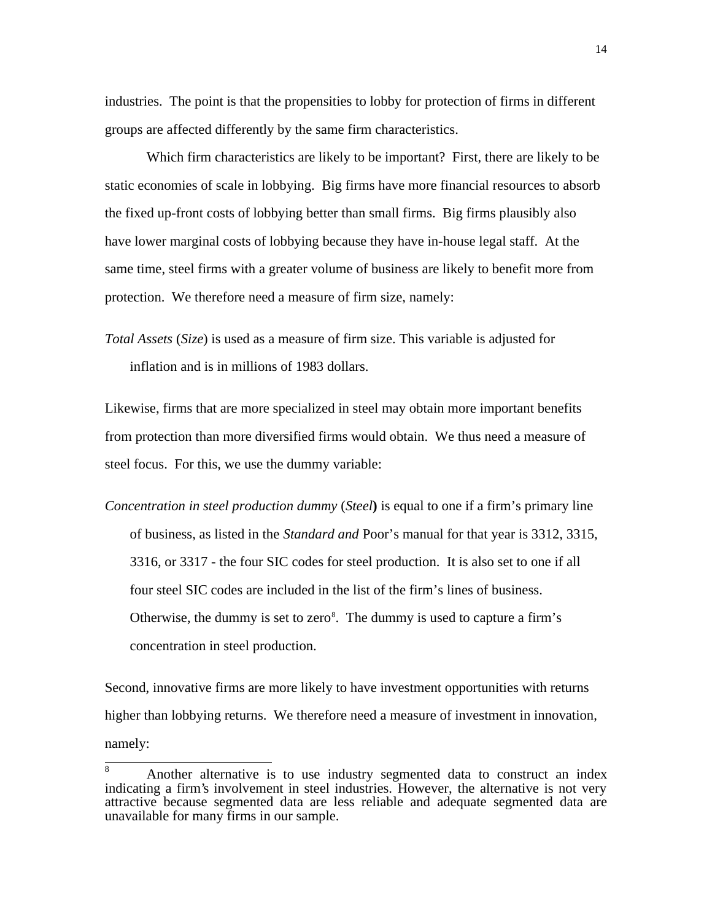industries. The point is that the propensities to lobby for protection of firms in different groups are affected differently by the same firm characteristics.

Which firm characteristics are likely to be important? First, there are likely to be static economies of scale in lobbying. Big firms have more financial resources to absorb the fixed up-front costs of lobbying better than small firms. Big firms plausibly also have lower marginal costs of lobbying because they have in-house legal staff. At the same time, steel firms with a greater volume of business are likely to benefit more from protection. We therefore need a measure of firm size, namely:

*Total Assets* (*Size*) is used as a measure of firm size. This variable is adjusted for inflation and is in millions of 1983 dollars.

Likewise, firms that are more specialized in steel may obtain more important benefits from protection than more diversified firms would obtain. We thus need a measure of steel focus. For this, we use the dummy variable:

*Concentration in steel production dummy* (*Steel*) is equal to one if a firm's primary line of business, as listed in the *Standard and* Poor's manual for that year is 3312, 3315, 3316, or 3317 - the four SIC codes for steel production. It is also set to one if all four steel SIC codes are included in the list of the firm's lines of business. Otherwise, the dummy is set to zero[8]. The dummy is used to capture a firm's concentration in steel production.

Second, innovative firms are more likely to have investment opportunities with returns higher than lobbying returns. We therefore need a measure of investment in innovation, namely:

---

[8] Another alternative is to use industry segmented data to construct an index indicating a firm's involvement in steel industries. However, the alternative is not very attractive because segmented data are less reliable and adequate segmented data are unavailable for many firms in our sample.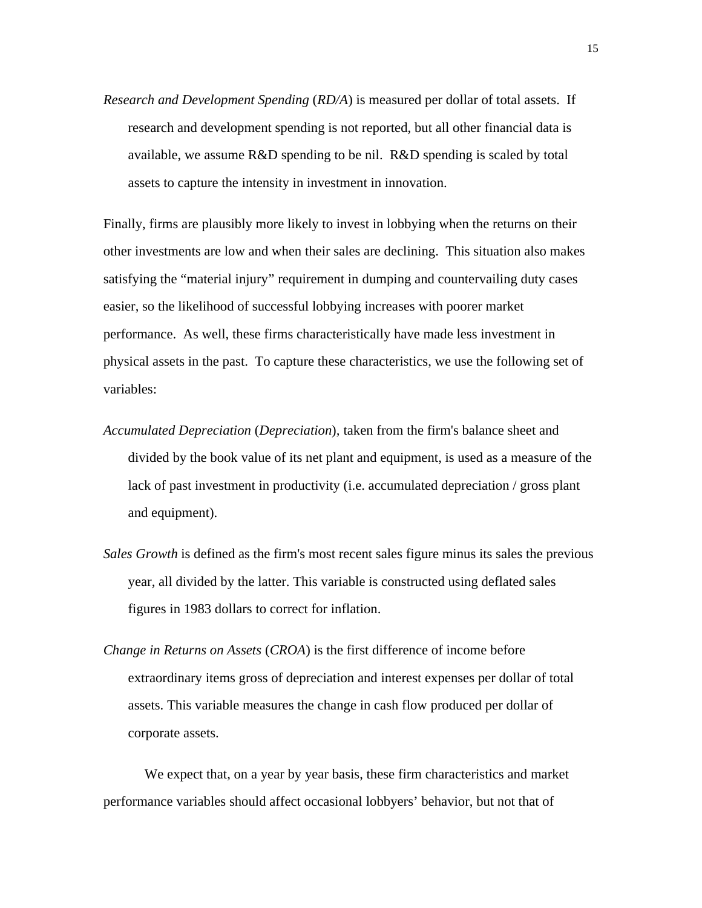*Research and Development Spending* (*RD/A*) is measured per dollar of total assets. If research and development spending is not reported, but all other financial data is available, we assume R&D spending to be nil. R&D spending is scaled by total assets to capture the intensity in investment in innovation.

Finally, firms are plausibly more likely to invest in lobbying when the returns on their other investments are low and when their sales are declining. This situation also makes satisfying the "material injury" requirement in dumping and countervailing duty cases easier, so the likelihood of successful lobbying increases with poorer market performance. As well, these firms characteristically have made less investment in physical assets in the past. To capture these characteristics, we use the following set of variables:

*Accumulated Depreciation* (*Depreciation*), taken from the firm's balance sheet and divided by the book value of its net plant and equipment, is used as a measure of the lack of past investment in productivity (i.e. accumulated depreciation / gross plant and equipment).

*Sales Growth* is defined as the firm's most recent sales figure minus its sales the previous year, all divided by the latter. This variable is constructed using deflated sales figures in 1983 dollars to correct for inflation.

*Change in Returns on Assets* (*CROA*) is the first difference of income before extraordinary items gross of depreciation and interest expenses per dollar of total assets. This variable measures the change in cash flow produced per dollar of corporate assets.

We expect that, on a year by year basis, these firm characteristics and market performance variables should affect occasional lobbyers' behavior, but not that of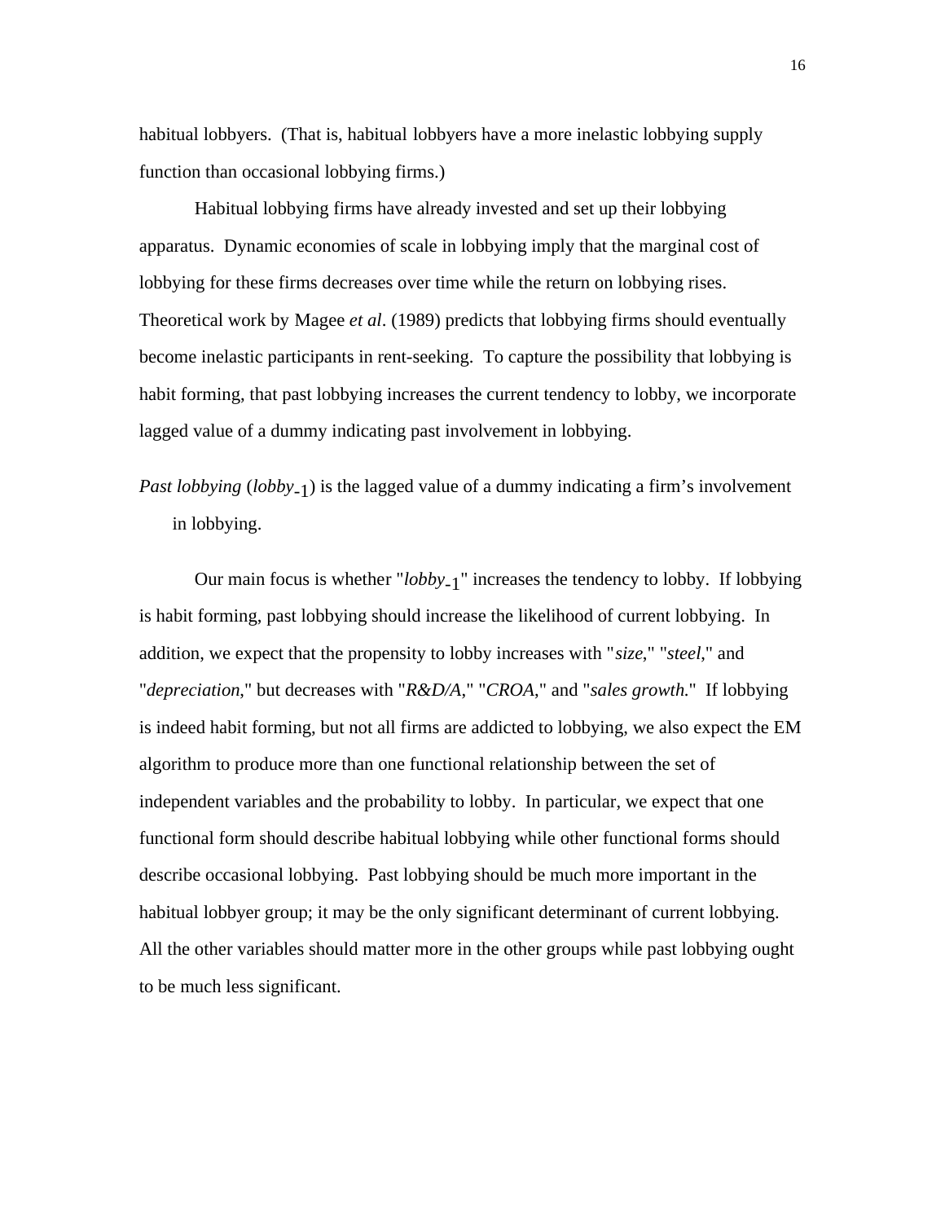habitual lobbyers. (That is, habitual lobbyers have a more inelastic lobbying supply function than occasional lobbying firms.)

Habitual lobbying firms have already invested and set up their lobbying apparatus. Dynamic economies of scale in lobbying imply that the marginal cost of lobbying for these firms decreases over time while the return on lobbying rises. Theoretical work by Magee *et al*. (1989) predicts that lobbying firms should eventually become inelastic participants in rent-seeking. To capture the possibility that lobbying is habit forming, that past lobbying increases the current tendency to lobby, we incorporate lagged value of a dummy indicating past involvement in lobbying.

*Past lobbying* ($lobby_{-1}$) is the lagged value of a dummy indicating a firm's involvement in lobbying.

Our main focus is whether "$lobby_{-1}$" increases the tendency to lobby. If lobbying is habit forming, past lobbying should increase the likelihood of current lobbying. In addition, we expect that the propensity to lobby increases with "*size*," "*steel*," and "*depreciation*," but decreases with "*R&D/A*," "*CROA*," and "*sales growth*." If lobbying is indeed habit forming, but not all firms are addicted to lobbying, we also expect the EM algorithm to produce more than one functional relationship between the set of independent variables and the probability to lobby. In particular, we expect that one functional form should describe habitual lobbying while other functional forms should describe occasional lobbying. Past lobbying should be much more important in the habitual lobbyer group; it may be the only significant determinant of current lobbying. All the other variables should matter more in the other groups while past lobbying ought to be much less significant.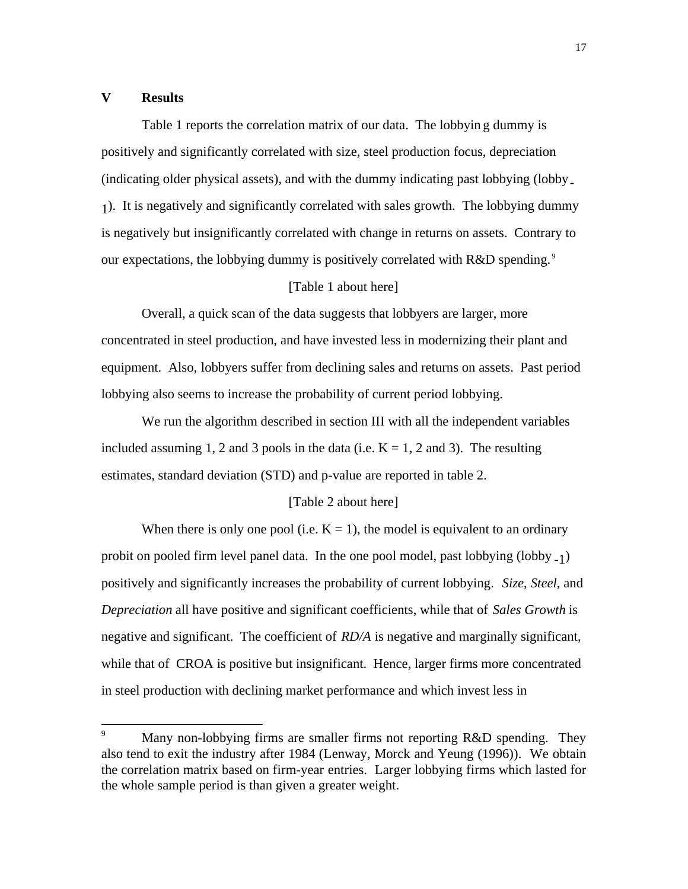## V Results

Table 1 reports the correlation matrix of our data. The lobbying dummy is positively and significantly correlated with size, steel production focus, depreciation (indicating older physical assets), and with the dummy indicating past lobbying (lobby$_{-1}$). It is negatively and significantly correlated with sales growth. The lobbying dummy is negatively but insignificantly correlated with change in returns on assets. Contrary to our expectations, the lobbying dummy is positively correlated with R&D spending.[9]

[Table 1 about here]

Overall, a quick scan of the data suggests that lobbyers are larger, more concentrated in steel production, and have invested less in modernizing their plant and equipment. Also, lobbyers suffer from declining sales and returns on assets. Past period lobbying also seems to increase the probability of current period lobbying.

We run the algorithm described in section III with all the independent variables included assuming 1, 2 and 3 pools in the data (i.e. K = 1, 2 and 3). The resulting estimates, standard deviation (STD) and p-value are reported in table 2.

[Table 2 about here]

When there is only one pool (i.e. K = 1), the model is equivalent to an ordinary probit on pooled firm level panel data. In the one pool model, past lobbying (lobby$_{-1}$) positively and significantly increases the probability of current lobbying. *Size*, *Steel*, and *Depreciation* all have positive and significant coefficients, while that of *Sales Growth* is negative and significant. The coefficient of *RD/A* is negative and marginally significant, while that of CROA is positive but insignificant. Hence, larger firms more concentrated in steel production with declining market performance and which invest less in

---

[9] Many non-lobbying firms are smaller firms not reporting R&D spending. They also tend to exit the industry after 1984 (Lenway, Morck and Yeung (1996)). We obtain the correlation matrix based on firm-year entries. Larger lobbying firms which lasted for the whole sample period is than given a greater weight.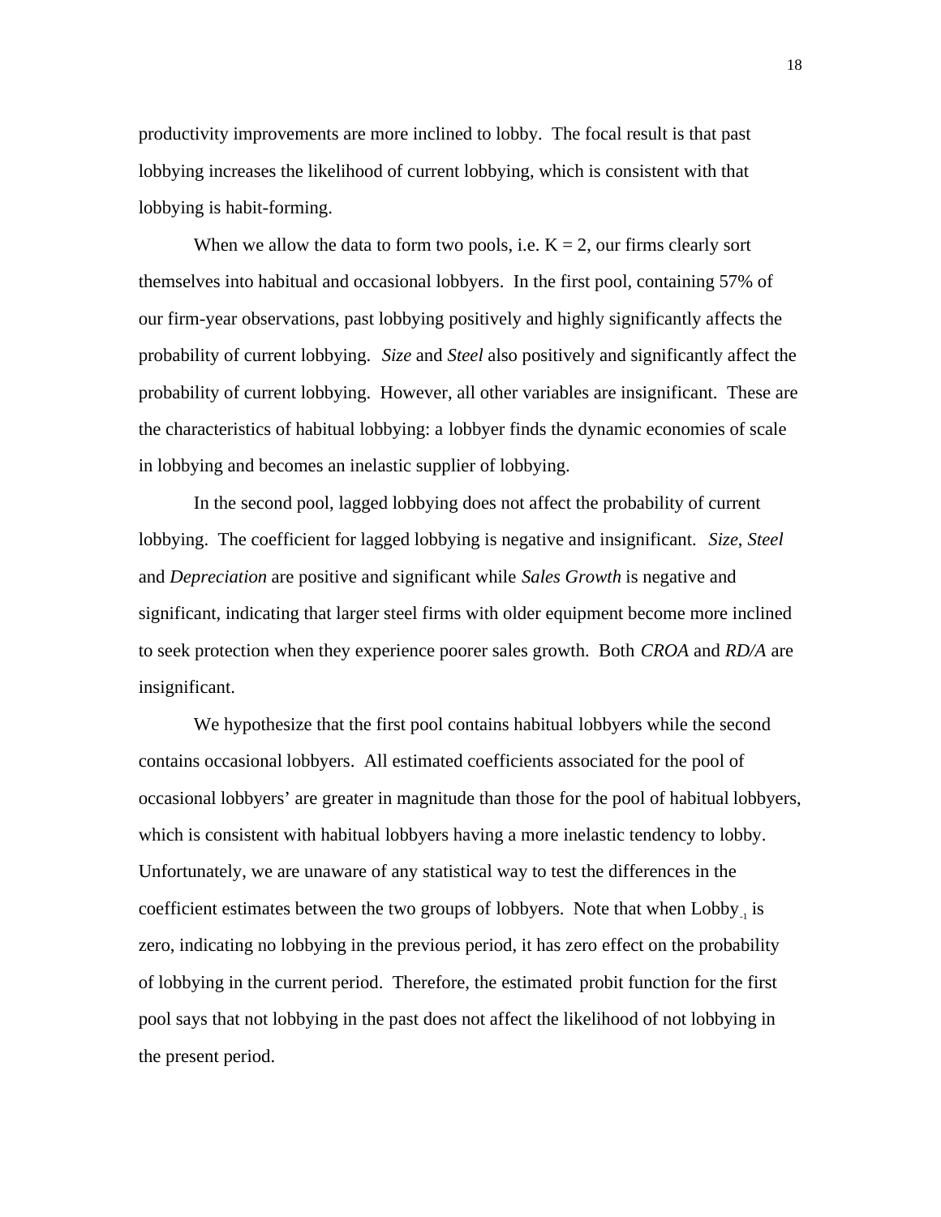productivity improvements are more inclined to lobby. The focal result is that past lobbying increases the likelihood of current lobbying, which is consistent with that lobbying is habit-forming.

When we allow the data to form two pools, i.e. K = 2, our firms clearly sort themselves into habitual and occasional lobbyers. In the first pool, containing 57% of our firm-year observations, past lobbying positively and highly significantly affects the probability of current lobbying. *Size* and *Steel* also positively and significantly affect the probability of current lobbying. However, all other variables are insignificant. These are the characteristics of habitual lobbying: a lobbyer finds the dynamic economies of scale in lobbying and becomes an inelastic supplier of lobbying.

In the second pool, lagged lobbying does not affect the probability of current lobbying. The coefficient for lagged lobbying is negative and insignificant. *Size*, *Steel* and *Depreciation* are positive and significant while *Sales Growth* is negative and significant, indicating that larger steel firms with older equipment become more inclined to seek protection when they experience poorer sales growth. Both *CROA* and *RD/A* are insignificant.

We hypothesize that the first pool contains habitual lobbyers while the second contains occasional lobbyers. All estimated coefficients associated for the pool of occasional lobbyers' are greater in magnitude than those for the pool of habitual lobbyers, which is consistent with habitual lobbyers having a more inelastic tendency to lobby. Unfortunately, we are unaware of any statistical way to test the differences in the coefficient estimates between the two groups of lobbyers. Note that when $\text{Lobby}_{-1}$ is zero, indicating no lobbying in the previous period, it has zero effect on the probability of lobbying in the current period. Therefore, the estimated probit function for the first pool says that not lobbying in the past does not affect the likelihood of not lobbying in the present period.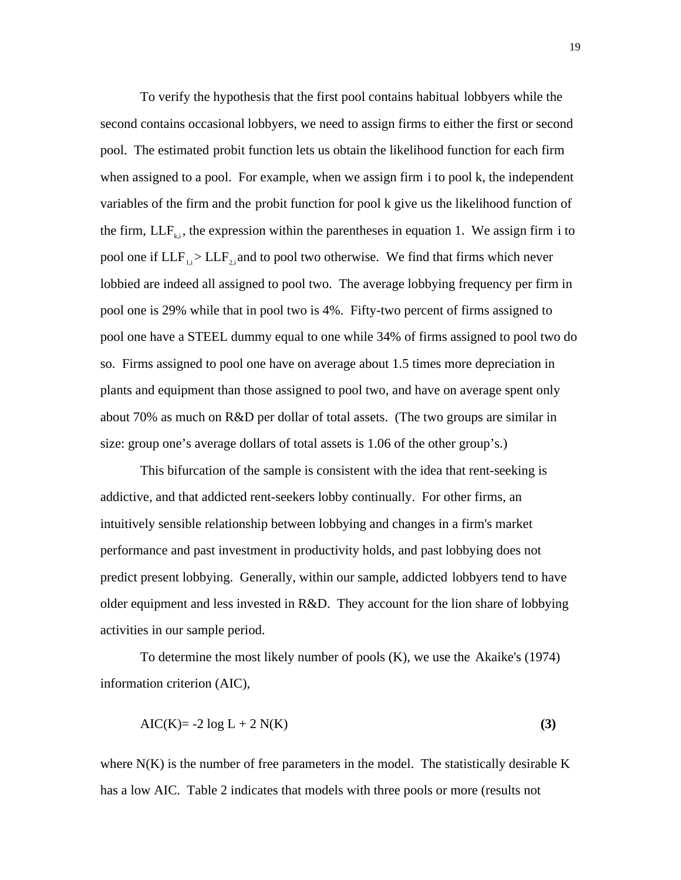To verify the hypothesis that the first pool contains habitual lobbyers while the second contains occasional lobbyers, we need to assign firms to either the first or second pool. The estimated probit function lets us obtain the likelihood function for each firm when assigned to a pool. For example, when we assign firm i to pool k, the independent variables of the firm and the probit function for pool k give us the likelihood function of the firm, $LLF_{k,i}$, the expression within the parentheses in equation 1. We assign firm i to pool one if $LLF_{1,i} > LLF_{2,i}$ and to pool two otherwise. We find that firms which never lobbied are indeed all assigned to pool two. The average lobbying frequency per firm in pool one is 29% while that in pool two is 4%. Fifty-two percent of firms assigned to pool one have a STEEL dummy equal to one while 34% of firms assigned to pool two do so. Firms assigned to pool one have on average about 1.5 times more depreciation in plants and equipment than those assigned to pool two, and have on average spent only about 70% as much on R&D per dollar of total assets. (The two groups are similar in size: group one's average dollars of total assets is 1.06 of the other group's.)

This bifurcation of the sample is consistent with the idea that rent-seeking is addictive, and that addicted rent-seekers lobby continually. For other firms, an intuitively sensible relationship between lobbying and changes in a firm's market performance and past investment in productivity holds, and past lobbying does not predict present lobbying. Generally, within our sample, addicted lobbyers tend to have older equipment and less invested in R&D. They account for the lion share of lobbying activities in our sample period.

To determine the most likely number of pools (K), we use the Akaike's (1974) information criterion (AIC),

$$AIC(K) = -2 \log L + 2\, N(K) \qquad \textbf{(3)}$$

where N(K) is the number of free parameters in the model. The statistically desirable K has a low AIC. Table 2 indicates that models with three pools or more (results not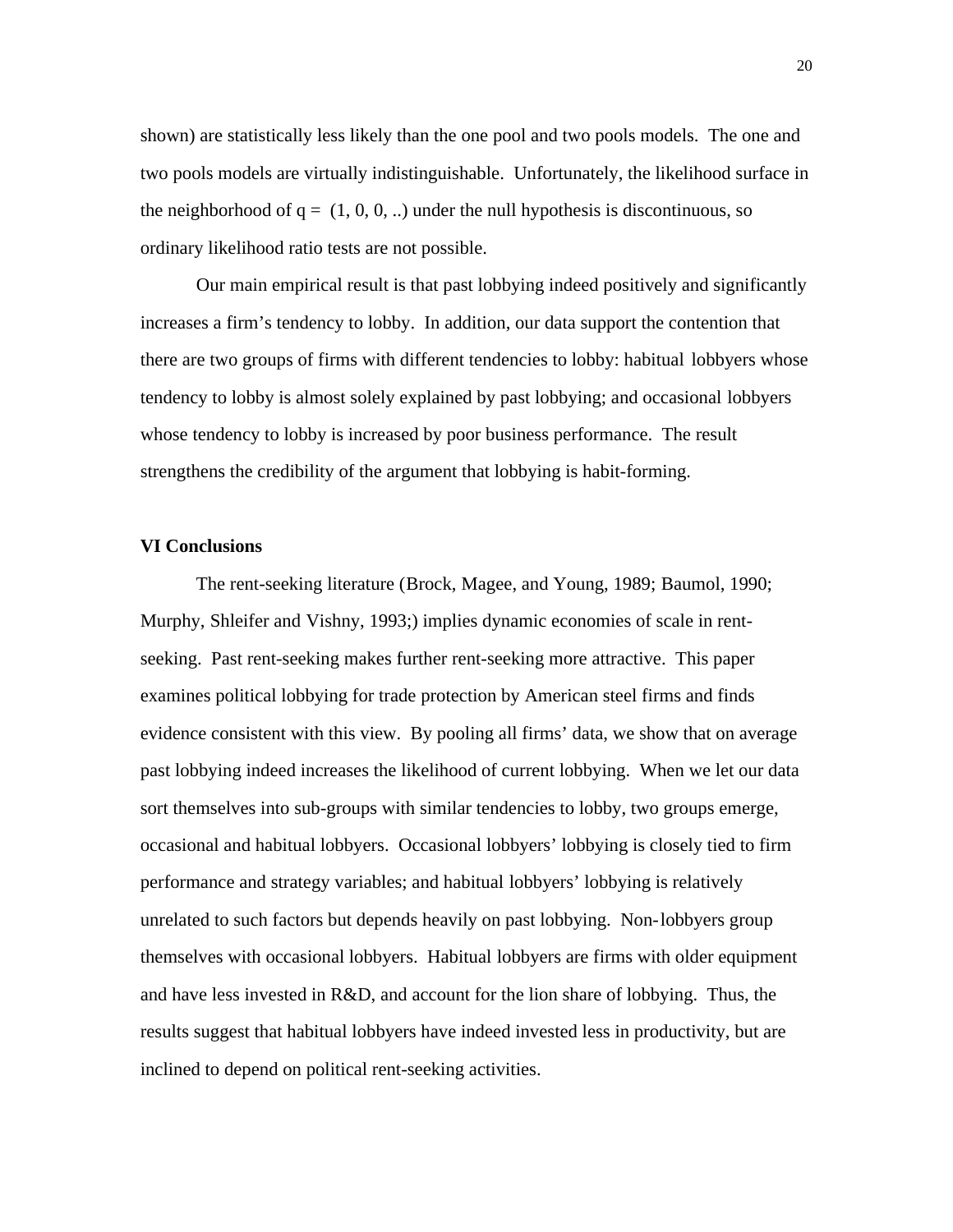shown) are statistically less likely than the one pool and two pools models. The one and two pools models are virtually indistinguishable. Unfortunately, the likelihood surface in the neighborhood of $q = (1, 0, 0, ..)$ under the null hypothesis is discontinuous, so ordinary likelihood ratio tests are not possible.

Our main empirical result is that past lobbying indeed positively and significantly increases a firm's tendency to lobby. In addition, our data support the contention that there are two groups of firms with different tendencies to lobby: habitual lobbyers whose tendency to lobby is almost solely explained by past lobbying; and occasional lobbyers whose tendency to lobby is increased by poor business performance. The result strengthens the credibility of the argument that lobbying is habit-forming.

## VI Conclusions

The rent-seeking literature (Brock, Magee, and Young, 1989; Baumol, 1990; Murphy, Shleifer and Vishny, 1993;) implies dynamic economies of scale in rent-seeking. Past rent-seeking makes further rent-seeking more attractive. This paper examines political lobbying for trade protection by American steel firms and finds evidence consistent with this view. By pooling all firms' data, we show that on average past lobbying indeed increases the likelihood of current lobbying. When we let our data sort themselves into sub-groups with similar tendencies to lobby, two groups emerge, occasional and habitual lobbyers. Occasional lobbyers' lobbying is closely tied to firm performance and strategy variables; and habitual lobbyers' lobbying is relatively unrelated to such factors but depends heavily on past lobbying. Non-lobbyers group themselves with occasional lobbyers. Habitual lobbyers are firms with older equipment and have less invested in R&D, and account for the lion share of lobbying. Thus, the results suggest that habitual lobbyers have indeed invested less in productivity, but are inclined to depend on political rent-seeking activities.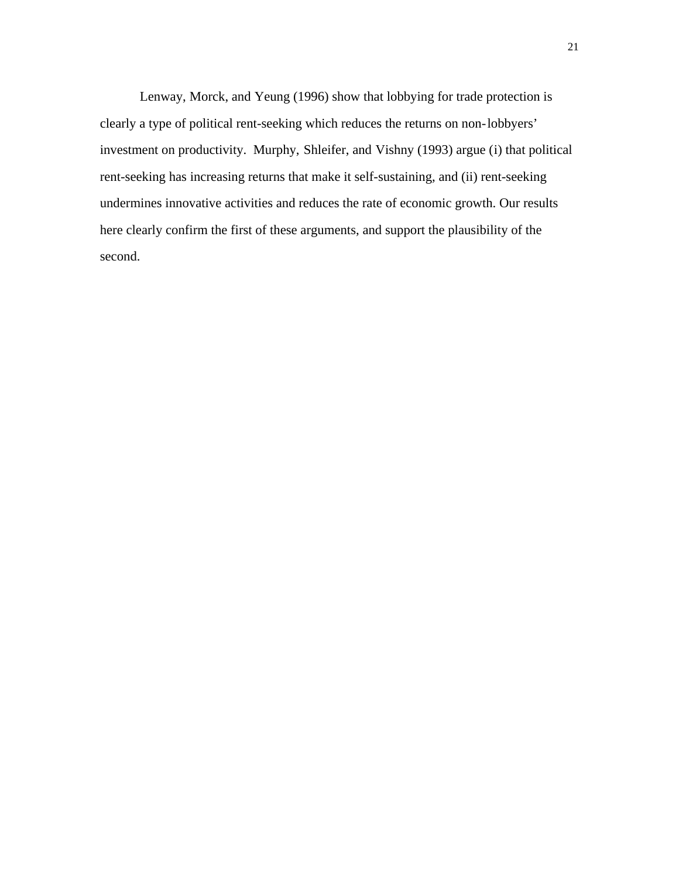Lenway, Morck, and Yeung (1996) show that lobbying for trade protection is clearly a type of political rent-seeking which reduces the returns on non-lobbyers' investment on productivity. Murphy, Shleifer, and Vishny (1993) argue (i) that political rent-seeking has increasing returns that make it self-sustaining, and (ii) rent-seeking undermines innovative activities and reduces the rate of economic growth. Our results here clearly confirm the first of these arguments, and support the plausibility of the second.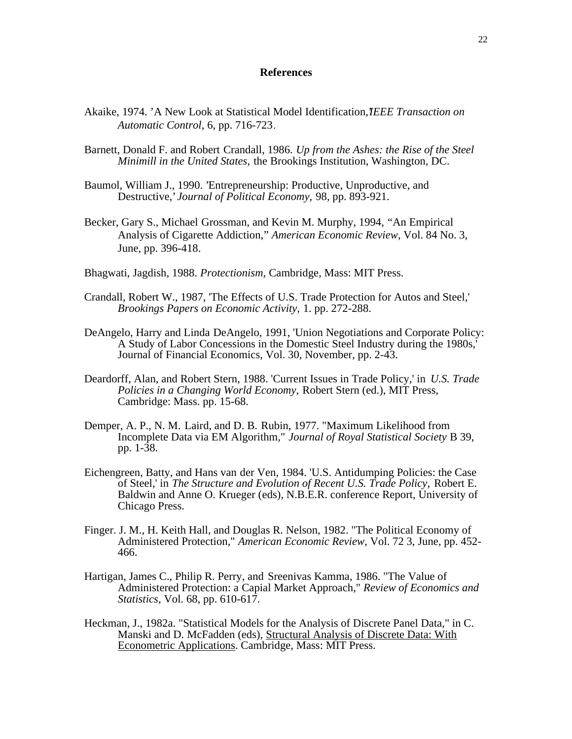# References

Akaike, 1974. 'A New Look at Statistical Model Identification,' *IEEE Transaction on Automatic Control*, 6, pp. 716-723.

Barnett, Donald F. and Robert Crandall, 1986. *Up from the Ashes: the Rise of the Steel Minimill in the United States,* the Brookings Institution, Washington, DC.

Baumol, William J., 1990. 'Entrepreneurship: Productive, Unproductive, and Destructive,' *Journal of Political Economy,* 98, pp. 893-921.

Becker, Gary S., Michael Grossman, and Kevin M. Murphy, 1994, "An Empirical Analysis of Cigarette Addiction," *American Economic Review*, Vol. 84 No. 3, June, pp. 396-418.

Bhagwati, Jagdish, 1988. *Protectionism,* Cambridge, Mass: MIT Press.

Crandall, Robert W., 1987, 'The Effects of U.S. Trade Protection for Autos and Steel,' *Brookings Papers on Economic Activity,* 1. pp. 272-288.

DeAngelo, Harry and Linda DeAngelo, 1991, 'Union Negotiations and Corporate Policy: A Study of Labor Concessions in the Domestic Steel Industry during the 1980s,' Journal of Financial Economics, Vol. 30, November, pp. 2-43.

Deardorff, Alan, and Robert Stern, 1988. 'Current Issues in Trade Policy,' in *U.S. Trade Policies in a Changing World Economy,* Robert Stern (ed.), MIT Press, Cambridge: Mass. pp. 15-68.

Demper, A. P., N. M. Laird, and D. B. Rubin, 1977. "Maximum Likelihood from Incomplete Data via EM Algorithm," *Journal of Royal Statistical Society* B 39, pp. 1-38.

Eichengreen, Batty, and Hans van der Ven, 1984. 'U.S. Antidumping Policies: the Case of Steel,' in *The Structure and Evolution of Recent U.S. Trade Policy,* Robert E. Baldwin and Anne O. Krueger (eds), N.B.E.R. conference Report, University of Chicago Press.

Finger. J. M., H. Keith Hall, and Douglas R. Nelson, 1982. "The Political Economy of Administered Protection," *American Economic Review,* Vol. 72 3, June, pp. 452-466.

Hartigan, James C., Philip R. Perry, and Sreenivas Kamma, 1986. "The Value of Administered Protection: a Capial Market Approach," *Review of Economics and Statistics,* Vol. 68, pp. 610-617.

Heckman, J., 1982a. "Statistical Models for the Analysis of Discrete Panel Data," in C. Manski and D. McFadden (eds), Structural Analysis of Discrete Data: With Econometric Applications. Cambridge, Mass: MIT Press.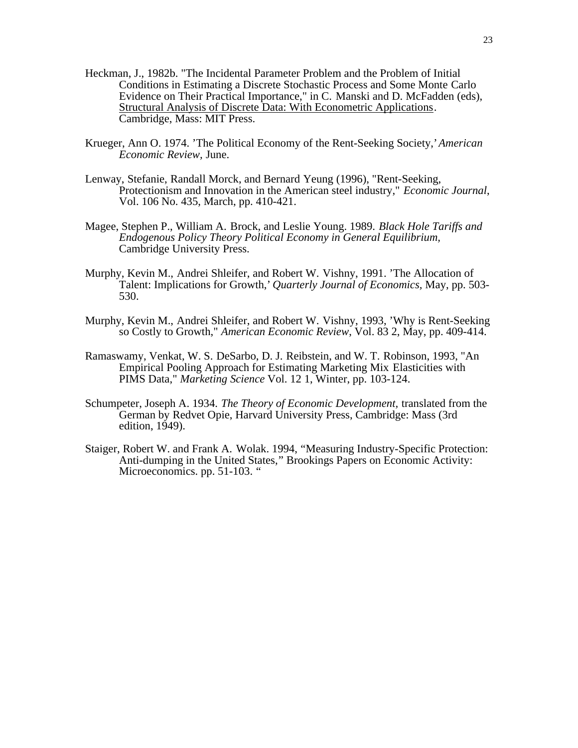Heckman, J., 1982b. "The Incidental Parameter Problem and the Problem of Initial Conditions in Estimating a Discrete Stochastic Process and Some Monte Carlo Evidence on Their Practical Importance," in C. Manski and D. McFadden (eds), Structural Analysis of Discrete Data: With Econometric Applications. Cambridge, Mass: MIT Press.

Krueger, Ann O. 1974. 'The Political Economy of the Rent-Seeking Society,' *American Economic Review,* June.

Lenway, Stefanie, Randall Morck, and Bernard Yeung (1996), "Rent-Seeking, Protectionism and Innovation in the American steel industry," *Economic Journal,* Vol. 106 No. 435, March, pp. 410-421.

Magee, Stephen P., William A. Brock, and Leslie Young. 1989. *Black Hole Tariffs and Endogenous Policy Theory Political Economy in General Equilibrium,* Cambridge University Press.

Murphy, Kevin M., Andrei Shleifer, and Robert W. Vishny, 1991. 'The Allocation of Talent: Implications for Growth,' *Quarterly Journal of Economics,* May, pp. 503-530.

Murphy, Kevin M., Andrei Shleifer, and Robert W. Vishny, 1993, 'Why is Rent-Seeking so Costly to Growth," *American Economic Review,* Vol. 83 2, May, pp. 409-414.

Ramaswamy, Venkat, W. S. DeSarbo, D. J. Reibstein, and W. T. Robinson, 1993, "An Empirical Pooling Approach for Estimating Marketing Mix Elasticities with PIMS Data," *Marketing Science* Vol. 12 1, Winter, pp. 103-124.

Schumpeter, Joseph A. 1934. *The Theory of Economic Development,* translated from the German by Redvet Opie, Harvard University Press, Cambridge: Mass (3rd edition, 1949).

Staiger, Robert W. and Frank A. Wolak. 1994, "Measuring Industry-Specific Protection: Anti-dumping in the United States," Brookings Papers on Economic Activity: Microeconomics. pp. 51-103. "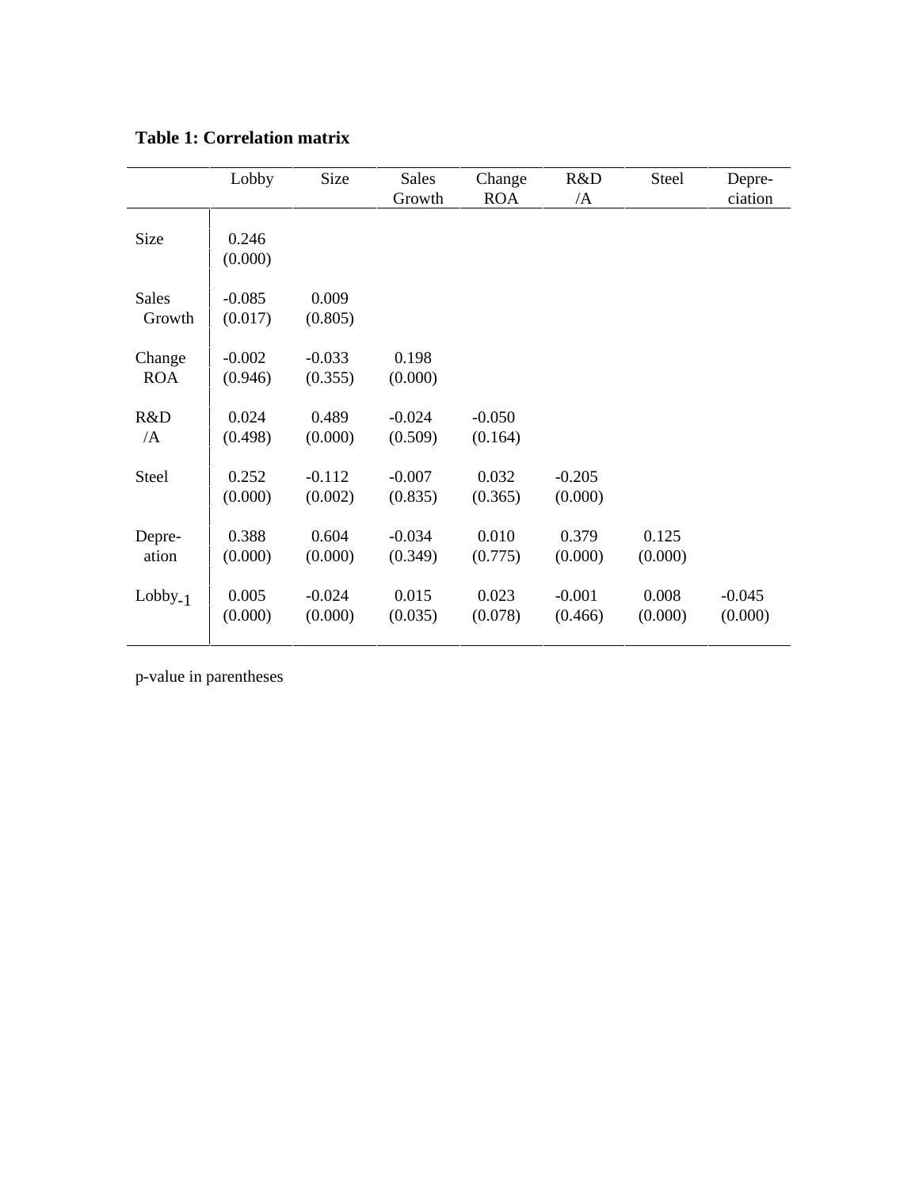**Table 1: Correlation matrix**

| | Lobby | Size | Sales Growth | Change ROA | R&D /A | Steel | Depre-ciation |
|---|---|---|---|---|---|---|---|
| Size | 0.246 (0.000) | | | | | | |
| Sales Growth | -0.085 (0.017) | 0.009 (0.805) | | | | | |
| Change ROA | -0.002 (0.946) | -0.033 (0.355) | 0.198 (0.000) | | | | |
| R&D /A | 0.024 (0.498) | 0.489 (0.000) | -0.024 (0.509) | -0.050 (0.164) | | | |
| Steel | 0.252 (0.000) | -0.112 (0.002) | -0.007 (0.835) | 0.032 (0.365) | -0.205 (0.000) | | |
| Depre-ation | 0.388 (0.000) | 0.604 (0.000) | -0.034 (0.349) | 0.010 (0.775) | 0.379 (0.000) | 0.125 (0.000) | |
| $Lobby_{-1}$ | 0.005 (0.000) | -0.024 (0.000) | 0.015 (0.035) | 0.023 (0.078) | -0.001 (0.466) | 0.008 (0.000) | -0.045 (0.000) |

p-value in parentheses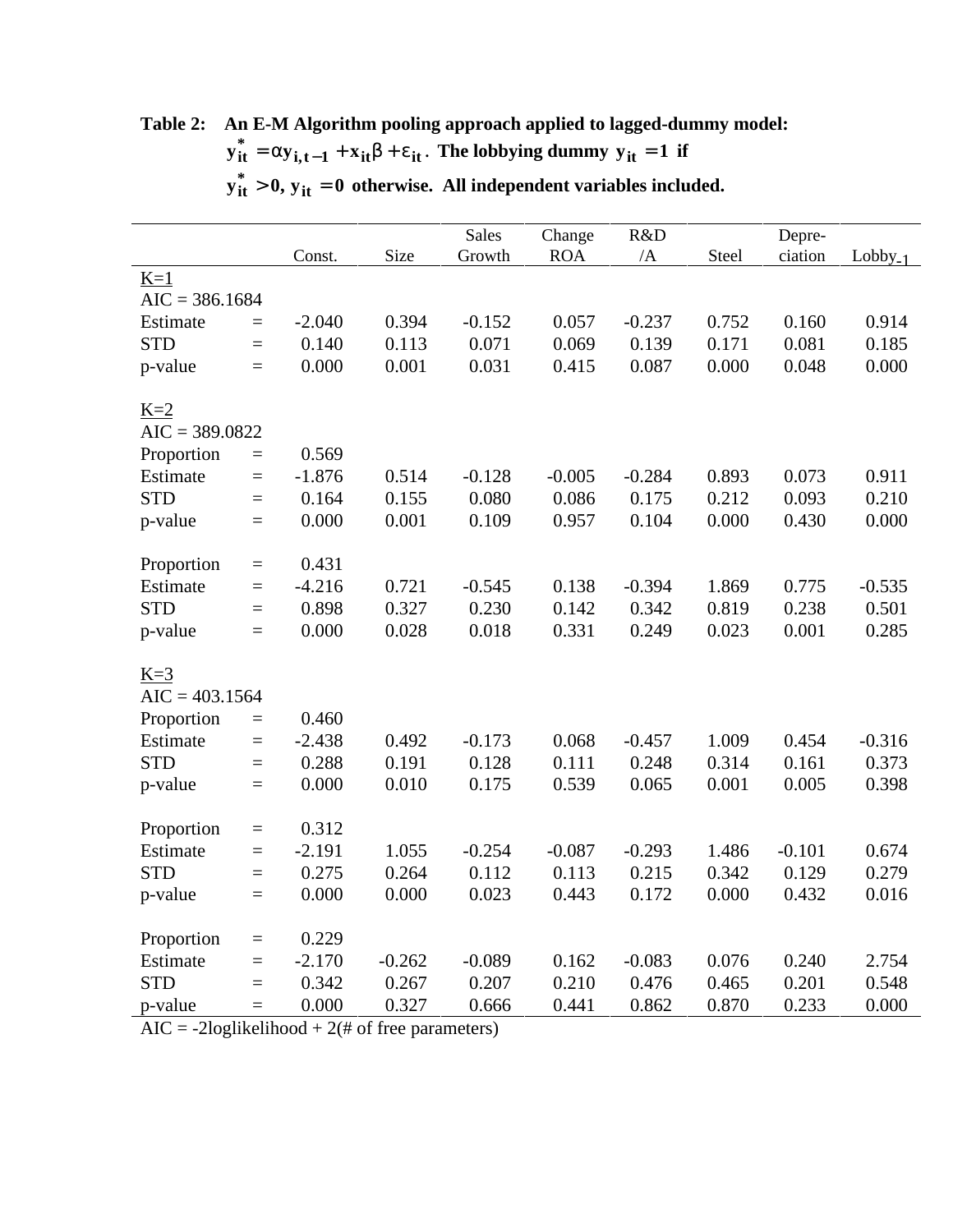**Table 2: An E-M Algorithm pooling approach applied to lagged-dummy model: $y^*_{it} = \alpha y_{i,t-1} + x_{it}\beta + \varepsilon_{it}$. The lobbying dummy $y_{it} = 1$ if $y^*_{it} > 0$, $y_{it} = 0$ otherwise. All independent variables included.**

| | | Const. | Size | Sales Growth | Change ROA | R&D /A | Steel | Depre-ciation | $\text{Lobby}_{-1}$ |
|---|---|---|---|---|---|---|---|---|---|
| K=1 | | | | | | | | | |
| AIC = 386.1684 | | | | | | | | | |
| Estimate | = | -2.040 | 0.394 | -0.152 | 0.057 | -0.237 | 0.752 | 0.160 | 0.914 |
| STD | = | 0.140 | 0.113 | 0.071 | 0.069 | 0.139 | 0.171 | 0.081 | 0.185 |
| p-value | = | 0.000 | 0.001 | 0.031 | 0.415 | 0.087 | 0.000 | 0.048 | 0.000 |
| K=2 | | | | | | | | | |
| AIC = 389.0822 | | | | | | | | | |
| Proportion | = | 0.569 | | | | | | | |
| Estimate | = | -1.876 | 0.514 | -0.128 | -0.005 | -0.284 | 0.893 | 0.073 | 0.911 |
| STD | = | 0.164 | 0.155 | 0.080 | 0.086 | 0.175 | 0.212 | 0.093 | 0.210 |
| p-value | = | 0.000 | 0.001 | 0.109 | 0.957 | 0.104 | 0.000 | 0.430 | 0.000 |
| Proportion | = | 0.431 | | | | | | | |
| Estimate | = | -4.216 | 0.721 | -0.545 | 0.138 | -0.394 | 1.869 | 0.775 | -0.535 |
| STD | = | 0.898 | 0.327 | 0.230 | 0.142 | 0.342 | 0.819 | 0.238 | 0.501 |
| p-value | = | 0.000 | 0.028 | 0.018 | 0.331 | 0.249 | 0.023 | 0.001 | 0.285 |
| K=3 | | | | | | | | | |
| AIC = 403.1564 | | | | | | | | | |
| Proportion | = | 0.460 | | | | | | | |
| Estimate | = | -2.438 | 0.492 | -0.173 | 0.068 | -0.457 | 1.009 | 0.454 | -0.316 |
| STD | = | 0.288 | 0.191 | 0.128 | 0.111 | 0.248 | 0.314 | 0.161 | 0.373 |
| p-value | = | 0.000 | 0.010 | 0.175 | 0.539 | 0.065 | 0.001 | 0.005 | 0.398 |
| Proportion | = | 0.312 | | | | | | | |
| Estimate | = | -2.191 | 1.055 | -0.254 | -0.087 | -0.293 | 1.486 | -0.101 | 0.674 |
| STD | = | 0.275 | 0.264 | 0.112 | 0.113 | 0.215 | 0.342 | 0.129 | 0.279 |
| p-value | = | 0.000 | 0.000 | 0.023 | 0.443 | 0.172 | 0.000 | 0.432 | 0.016 |
| Proportion | = | 0.229 | | | | | | | |
| Estimate | = | -2.170 | -0.262 | -0.089 | 0.162 | -0.083 | 0.076 | 0.240 | 2.754 |
| STD | = | 0.342 | 0.267 | 0.207 | 0.210 | 0.476 | 0.465 | 0.201 | 0.548 |
| p-value | = | 0.000 | 0.327 | 0.666 | 0.441 | 0.862 | 0.870 | 0.233 | 0.000 |

AIC = -2loglikelihood + 2(# of free parameters)